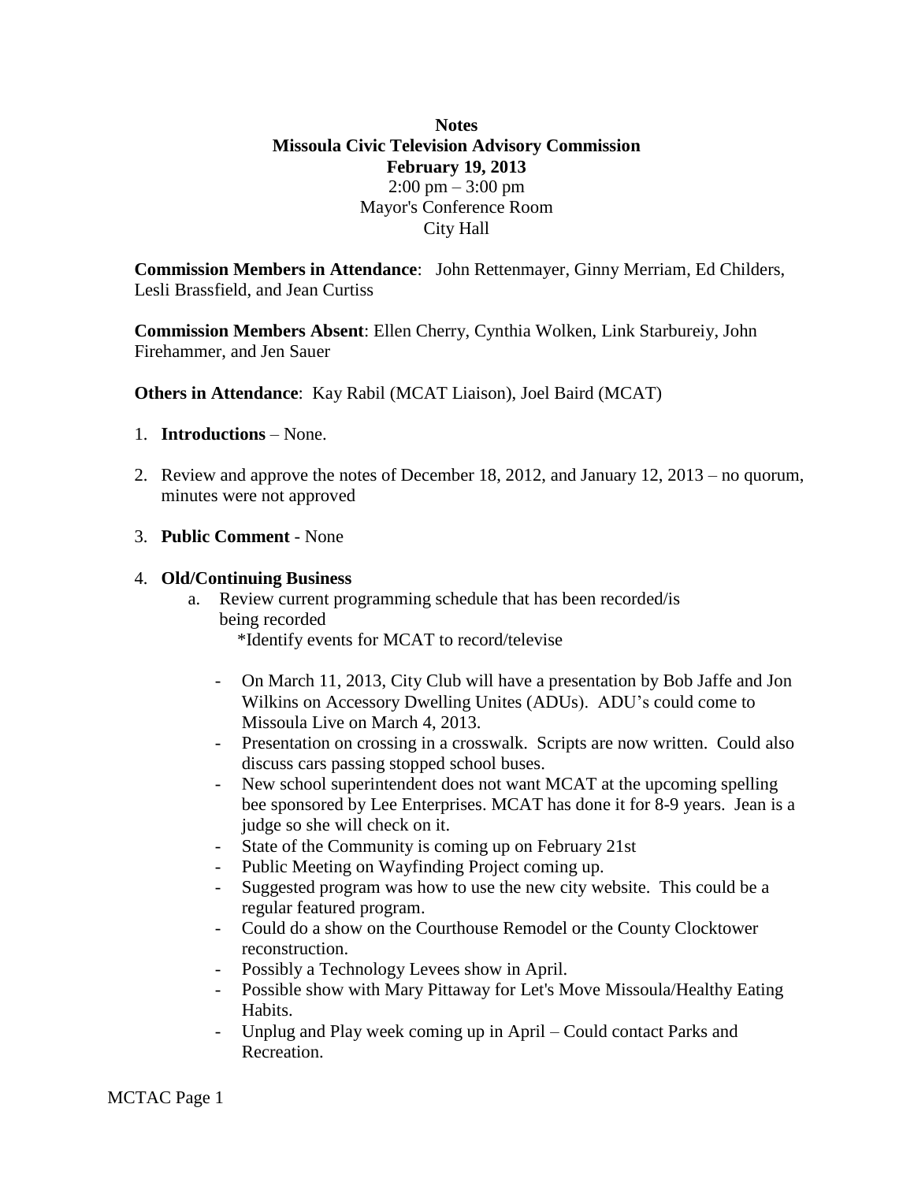**Notes**
**Missoula Civic Television Advisory Commission**
**February 19, 2013**
2:00 pm – 3:00 pm
Mayor's Conference Room
City Hall

**Commission Members in Attendance**: John Rettenmayer, Ginny Merriam, Ed Childers, Lesli Brassfield, and Jean Curtiss

**Commission Members Absent**: Ellen Cherry, Cynthia Wolken, Link Starbureiy, John Firehammer, and Jen Sauer

**Others in Attendance**: Kay Rabil (MCAT Liaison), Joel Baird (MCAT)

1. **Introductions** – None.

2. Review and approve the notes of December 18, 2012, and January 12, 2013 – no quorum, minutes were not approved

3. **Public Comment** - None

4. **Old/Continuing Business**
   a. Review current programming schedule that has been recorded/is being recorded
      *Identify events for MCAT to record/televise

      - On March 11, 2013, City Club will have a presentation by Bob Jaffe and Jon Wilkins on Accessory Dwelling Unites (ADUs). ADU's could come to Missoula Live on March 4, 2013.
      - Presentation on crossing in a crosswalk. Scripts are now written. Could also discuss cars passing stopped school buses.
      - New school superintendent does not want MCAT at the upcoming spelling bee sponsored by Lee Enterprises. MCAT has done it for 8-9 years. Jean is a judge so she will check on it.
      - State of the Community is coming up on February 21st
      - Public Meeting on Wayfinding Project coming up.
      - Suggested program was how to use the new city website. This could be a regular featured program.
      - Could do a show on the Courthouse Remodel or the County Clocktower reconstruction.
      - Possibly a Technology Levees show in April.
      - Possible show with Mary Pittaway for Let's Move Missoula/Healthy Eating Habits.
      - Unplug and Play week coming up in April – Could contact Parks and Recreation.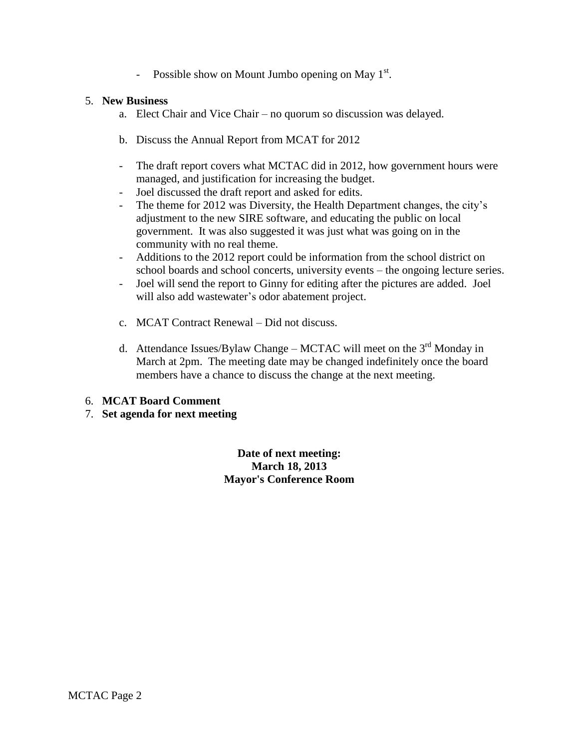- Possible show on Mount Jumbo opening on May 1st.

5. **New Business**
   a. Elect Chair and Vice Chair – no quorum so discussion was delayed.

   b. Discuss the Annual Report from MCAT for 2012

   - The draft report covers what MCTAC did in 2012, how government hours were managed, and justification for increasing the budget.
   - Joel discussed the draft report and asked for edits.
   - The theme for 2012 was Diversity, the Health Department changes, the city's adjustment to the new SIRE software, and educating the public on local government. It was also suggested it was just what was going on in the community with no real theme.
   - Additions to the 2012 report could be information from the school district on school boards and school concerts, university events – the ongoing lecture series.
   - Joel will send the report to Ginny for editing after the pictures are added. Joel will also add wastewater's odor abatement project.

   c. MCAT Contract Renewal – Did not discuss.

   d. Attendance Issues/Bylaw Change – MCTAC will meet on the 3rd Monday in March at 2pm. The meeting date may be changed indefinitely once the board members have a chance to discuss the change at the next meeting.

6. **MCAT Board Comment**
7. **Set agenda for next meeting**

**Date of next meeting:**
**March 18, 2013**
**Mayor's Conference Room**